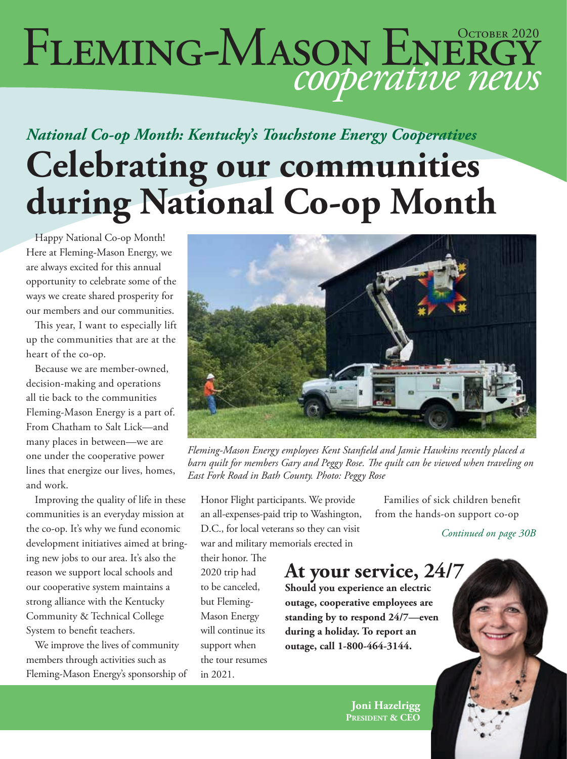# Fleming-Mason Energy *cooperative news*

October 2020

*National Co-op Month: Kentucky's Touchstone Energy Cooperatives*

## Celebrating our communities during National Co-op Month

Happy National Co-op Month! Here at Fleming-Mason Energy, we are always excited for this annual opportunity to celebrate some of the ways we create shared prosperity for our members and our communities.

This year, I want to especially lift up the communities that are at the heart of the co-op.

Because we are member-owned, decision-making and operations all tie back to the communities Fleming-Mason Energy is a part of. From Chatham to Salt Lick—and many places in between—we are one under the cooperative power lines that energize our lives, homes, and work.

Improving the quality of life in these communities is an everyday mission at the co-op. It's why we fund economic development initiatives aimed at bringing new jobs to our area. It's also the reason we support local schools and our cooperative system maintains a strong alliance with the Kentucky Community & Technical College System to benefit teachers.

We improve the lives of community members through activities such as Fleming-Mason Energy's sponsorship of Honor Flight participants. We provide an all-expenses-paid trip to Washington, D.C., for local veterans so they can visit war and military memorials erected in their honor. The 2020 trip had to be canceled, but Fleming-Mason Energy will continue its support when the tour resumes in 2021.

Families of sick children benefit from the hands-on support co-op

*Continued on page 30B*

*Fleming-Mason Energy employees Kent Stanfield and Jamie Hawkins recently placed a barn quilt for members Gary and Peggy Rose. The quilt can be viewed when traveling on East Fork Road in Bath County. Photo: Peggy Rose*

### At your service, 24/7

**Should you experience an electric outage, cooperative employees are standing by to respond 24/7—even during a holiday. To report an outage, call 1-800-464-3144.**

**Joni Hazelrigg**
**President & CEO**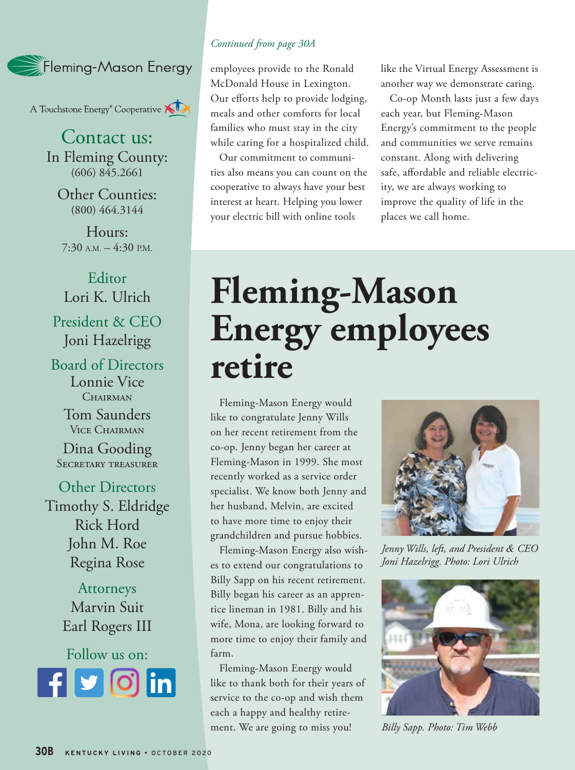Fleming-Mason Energy

A Touchstone Energy® Cooperative

Contact us:
In Fleming County:
(606) 845.2661

Other Counties:
(800) 464.3144

Hours:
7:30 A.M. – 4:30 P.M.

Editor
Lori K. Ulrich

President & CEO
Joni Hazelrigg

Board of Directors
Lonnie Vice
CHAIRMAN

Tom Saunders
VICE CHAIRMAN

Dina Gooding
SECRETARY TREASURER

Other Directors
Timothy S. Eldridge
Rick Hord
John M. Roe
Regina Rose

Attorneys
Marvin Suit
Earl Rogers III

Follow us on:

*Continued from page 30A*

employees provide to the Ronald McDonald House in Lexington. Our efforts help to provide lodging, meals and other comforts for local families who must stay in the city while caring for a hospitalized child.

Our commitment to communities also means you can count on the cooperative to always have your best interest at heart. Helping you lower your electric bill with online tools like the Virtual Energy Assessment is another way we demonstrate caring.

Co-op Month lasts just a few days each year, but Fleming-Mason Energy's commitment to the people and communities we serve remains constant. Along with delivering safe, affordable and reliable electricity, we are always working to improve the quality of life in the places we call home.

# Fleming-Mason Energy employees retire

Fleming-Mason Energy would like to congratulate Jenny Wills on her recent retirement from the co-op. Jenny began her career at Fleming-Mason in 1999. She most recently worked as a service order specialist. We know both Jenny and her husband, Melvin, are excited to have more time to enjoy their grandchildren and pursue hobbies.

Fleming-Mason Energy also wishes to extend our congratulations to Billy Sapp on his recent retirement. Billy began his career as an apprentice lineman in 1981. Billy and his wife, Mona, are looking forward to more time to enjoy their family and farm.

Fleming-Mason Energy would like to thank both for their years of service to the co-op and wish them each a happy and healthy retirement. We are going to miss you!

*Jenny Wills, left, and President & CEO Joni Hazelrigg. Photo: Lori Ulrich*

*Billy Sapp. Photo: Tim Webb*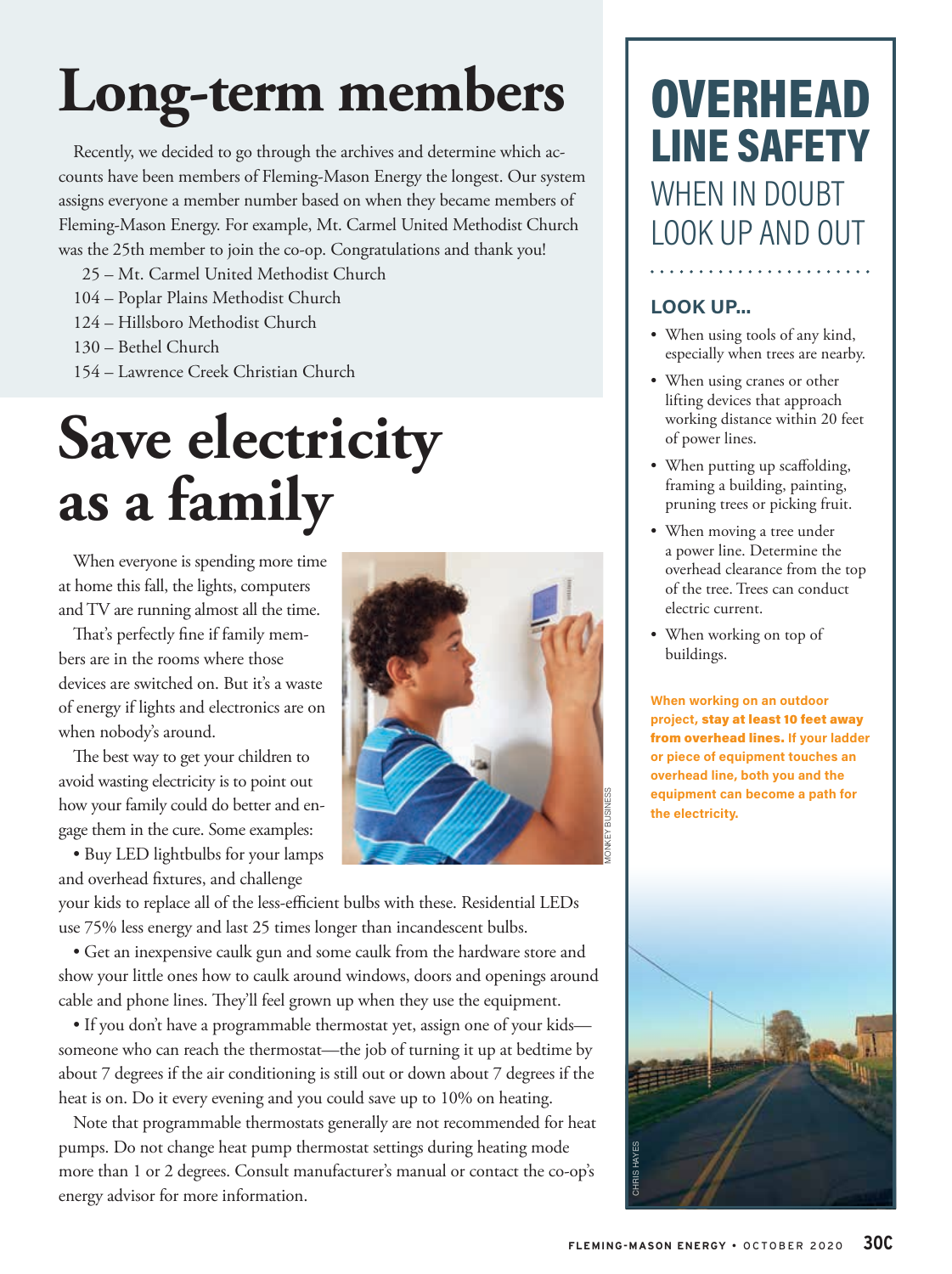# Long-term members

Recently, we decided to go through the archives and determine which accounts have been members of Fleming-Mason Energy the longest. Our system assigns everyone a member number based on when they became members of Fleming-Mason Energy. For example, Mt. Carmel United Methodist Church was the 25th member to join the co-op. Congratulations and thank you!

25 – Mt. Carmel United Methodist Church
104 – Poplar Plains Methodist Church
124 – Hillsboro Methodist Church
130 – Bethel Church
154 – Lawrence Creek Christian Church

# Save electricity as a family

When everyone is spending more time at home this fall, the lights, computers and TV are running almost all the time.

That's perfectly fine if family members are in the rooms where those devices are switched on. But it's a waste of energy if lights and electronics are on when nobody's around.

The best way to get your children to avoid wasting electricity is to point out how your family could do better and engage them in the cure. Some examples:

- Buy LED lightbulbs for your lamps and overhead fixtures, and challenge your kids to replace all of the less-efficient bulbs with these. Residential LEDs use 75% less energy and last 25 times longer than incandescent bulbs.
- Get an inexpensive caulk gun and some caulk from the hardware store and show your little ones how to caulk around windows, doors and openings around cable and phone lines. They'll feel grown up when they use the equipment.
- If you don't have a programmable thermostat yet, assign one of your kids—someone who can reach the thermostat—the job of turning it up at bedtime by about 7 degrees if the air conditioning is still out or down about 7 degrees if the heat is on. Do it every evening and you could save up to 10% on heating.

Note that programmable thermostats generally are not recommended for heat pumps. Do not change heat pump thermostat settings during heating mode more than 1 or 2 degrees. Consult manufacturer's manual or contact the co-op's energy advisor for more information.

MONKEY BUSINESS

# OVERHEAD LINE SAFETY

## WHEN IN DOUBT LOOK UP AND OUT

### LOOK UP...

- When using tools of any kind, especially when trees are nearby.
- When using cranes or other lifting devices that approach working distance within 20 feet of power lines.
- When putting up scaffolding, framing a building, painting, pruning trees or picking fruit.
- When moving a tree under a power line. Determine the overhead clearance from the top of the tree. Trees can conduct electric current.
- When working on top of buildings.

When working on an outdoor project, **stay at least 10 feet away from overhead lines.** If your ladder or piece of equipment touches an overhead line, both you and the equipment can become a path for the electricity.

CHRIS HAYES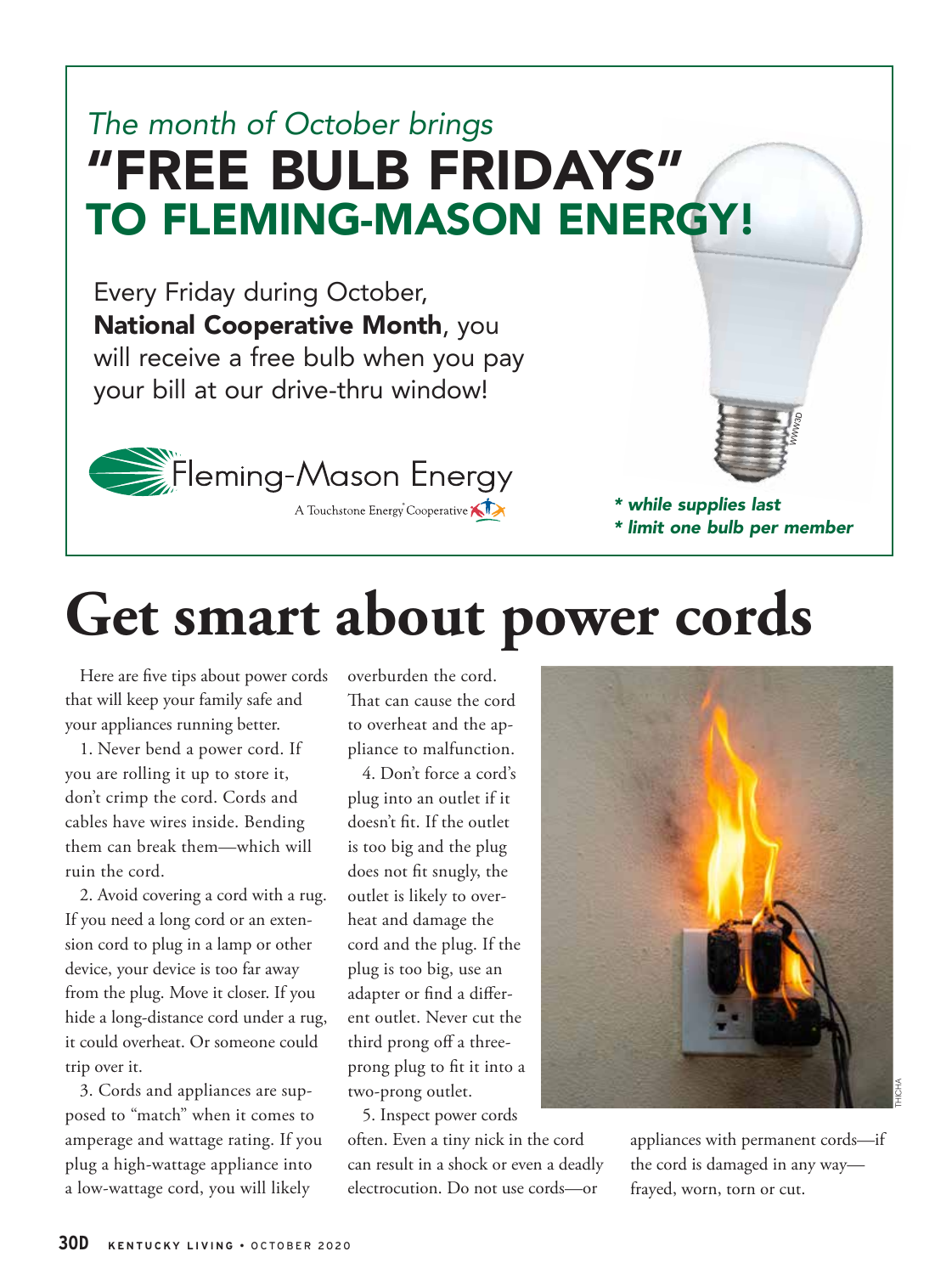*The month of October brings*

# "FREE BULB FRIDAYS" TO FLEMING-MASON ENERGY!

Every Friday during October, **National Cooperative Month**, you will receive a free bulb when you pay your bill at our drive-thru window!

Fleming-Mason Energy

A Touchstone Energy® Cooperative

***\* while supplies last***
***\* limit one bulb per member***

# Get smart about power cords

Here are five tips about power cords that will keep your family safe and your appliances running better.

1. Never bend a power cord. If you are rolling it up to store it, don't crimp the cord. Cords and cables have wires inside. Bending them can break them—which will ruin the cord.

2. Avoid covering a cord with a rug. If you need a long cord or an extension cord to plug in a lamp or other device, your device is too far away from the plug. Move it closer. If you hide a long-distance cord under a rug, it could overheat. Or someone could trip over it.

3. Cords and appliances are supposed to "match" when it comes to amperage and wattage rating. If you plug a high-wattage appliance into a low-wattage cord, you will likely overburden the cord. That can cause the cord to overheat and the appliance to malfunction.

4. Don't force a cord's plug into an outlet if it doesn't fit. If the outlet is too big and the plug does not fit snugly, the outlet is likely to overheat and damage the cord and the plug. If the plug is too big, use an adapter or find a different outlet. Never cut the third prong off a three-prong plug to fit it into a two-prong outlet.

5. Inspect power cords often. Even a tiny nick in the cord can result in a shock or even a deadly electrocution. Do not use cords—or appliances with permanent cords—if the cord is damaged in any way—frayed, worn, torn or cut.